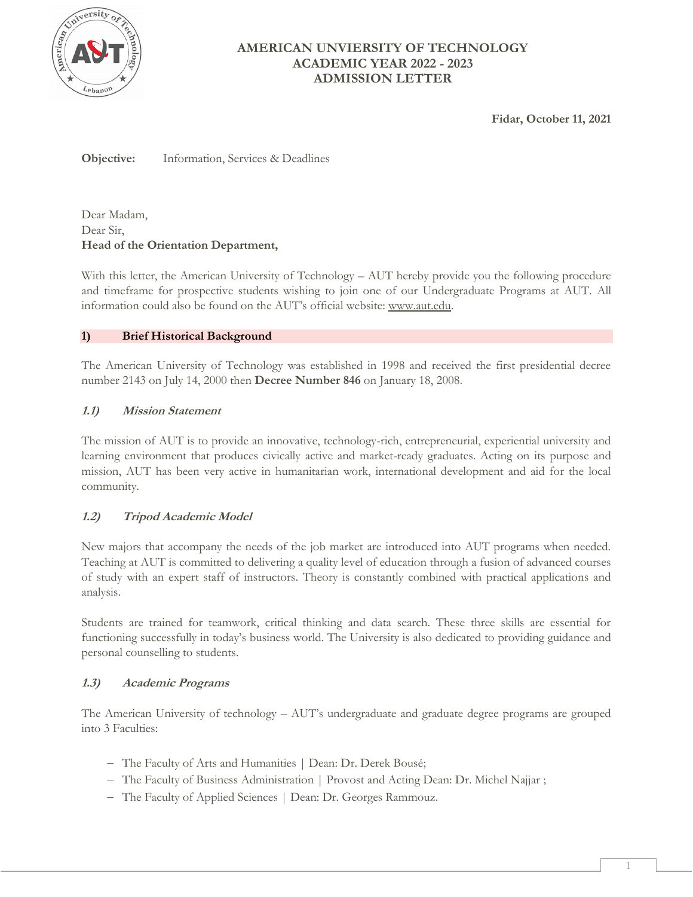# AMERICAN UNVIERSITY OF TECHNOLOGY
## ACADEMIC YEAR 2022 - 2023
## ADMISSION LETTER

**Fidar, October 11, 2021**

**Objective:** Information, Services & Deadlines

Dear Madam,
Dear Sir,
**Head of the Orientation Department,**

With this letter, the American University of Technology – AUT hereby provide you the following procedure and timeframe for prospective students wishing to join one of our Undergraduate Programs at AUT. All information could also be found on the AUT's official website: www.aut.edu.

## 1) Brief Historical Background

The American University of Technology was established in 1998 and received the first presidential decree number 2143 on July 14, 2000 then **Decree Number 846** on January 18, 2008.

### *1.1) Mission Statement*

The mission of AUT is to provide an innovative, technology-rich, entrepreneurial, experiential university and learning environment that produces civically active and market-ready graduates. Acting on its purpose and mission, AUT has been very active in humanitarian work, international development and aid for the local community.

### *1.2) Tripod Academic Model*

New majors that accompany the needs of the job market are introduced into AUT programs when needed. Teaching at AUT is committed to delivering a quality level of education through a fusion of advanced courses of study with an expert staff of instructors. Theory is constantly combined with practical applications and analysis.

Students are trained for teamwork, critical thinking and data search. These three skills are essential for functioning successfully in today's business world. The University is also dedicated to providing guidance and personal counselling to students.

### *1.3) Academic Programs*

The American University of technology – AUT's undergraduate and graduate degree programs are grouped into 3 Faculties:

- The Faculty of Arts and Humanities | Dean: Dr. Derek Bousé;
- The Faculty of Business Administration | Provost and Acting Dean: Dr. Michel Najjar ;
- The Faculty of Applied Sciences | Dean: Dr. Georges Rammouz.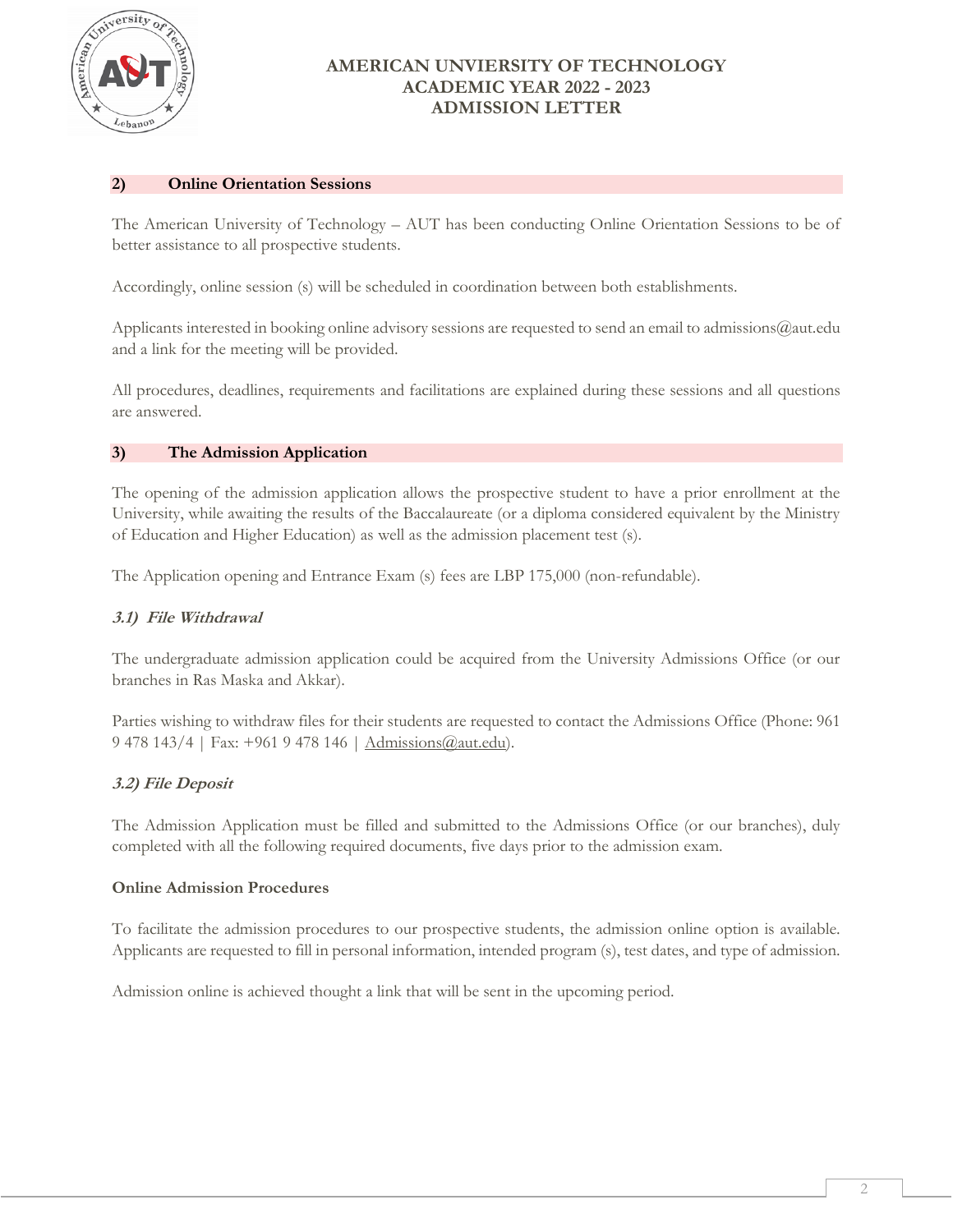## 2) Online Orientation Sessions

The American University of Technology – AUT has been conducting Online Orientation Sessions to be of better assistance to all prospective students.

Accordingly, online session (s) will be scheduled in coordination between both establishments.

Applicants interested in booking online advisory sessions are requested to send an email to admissions@aut.edu and a link for the meeting will be provided.

All procedures, deadlines, requirements and facilitations are explained during these sessions and all questions are answered.

## 3) The Admission Application

The opening of the admission application allows the prospective student to have a prior enrollment at the University, while awaiting the results of the Baccalaureate (or a diploma considered equivalent by the Ministry of Education and Higher Education) as well as the admission placement test (s).

The Application opening and Entrance Exam (s) fees are LBP 175,000 (non-refundable).

### *3.1) File Withdrawal*

The undergraduate admission application could be acquired from the University Admissions Office (or our branches in Ras Maska and Akkar).

Parties wishing to withdraw files for their students are requested to contact the Admissions Office (Phone: 961 9 478 143/4 | Fax: +961 9 478 146 | Admissions@aut.edu).

### *3.2) File Deposit*

The Admission Application must be filled and submitted to the Admissions Office (or our branches), duly completed with all the following required documents, five days prior to the admission exam.

**Online Admission Procedures**

To facilitate the admission procedures to our prospective students, the admission online option is available. Applicants are requested to fill in personal information, intended program (s), test dates, and type of admission.

Admission online is achieved thought a link that will be sent in the upcoming period.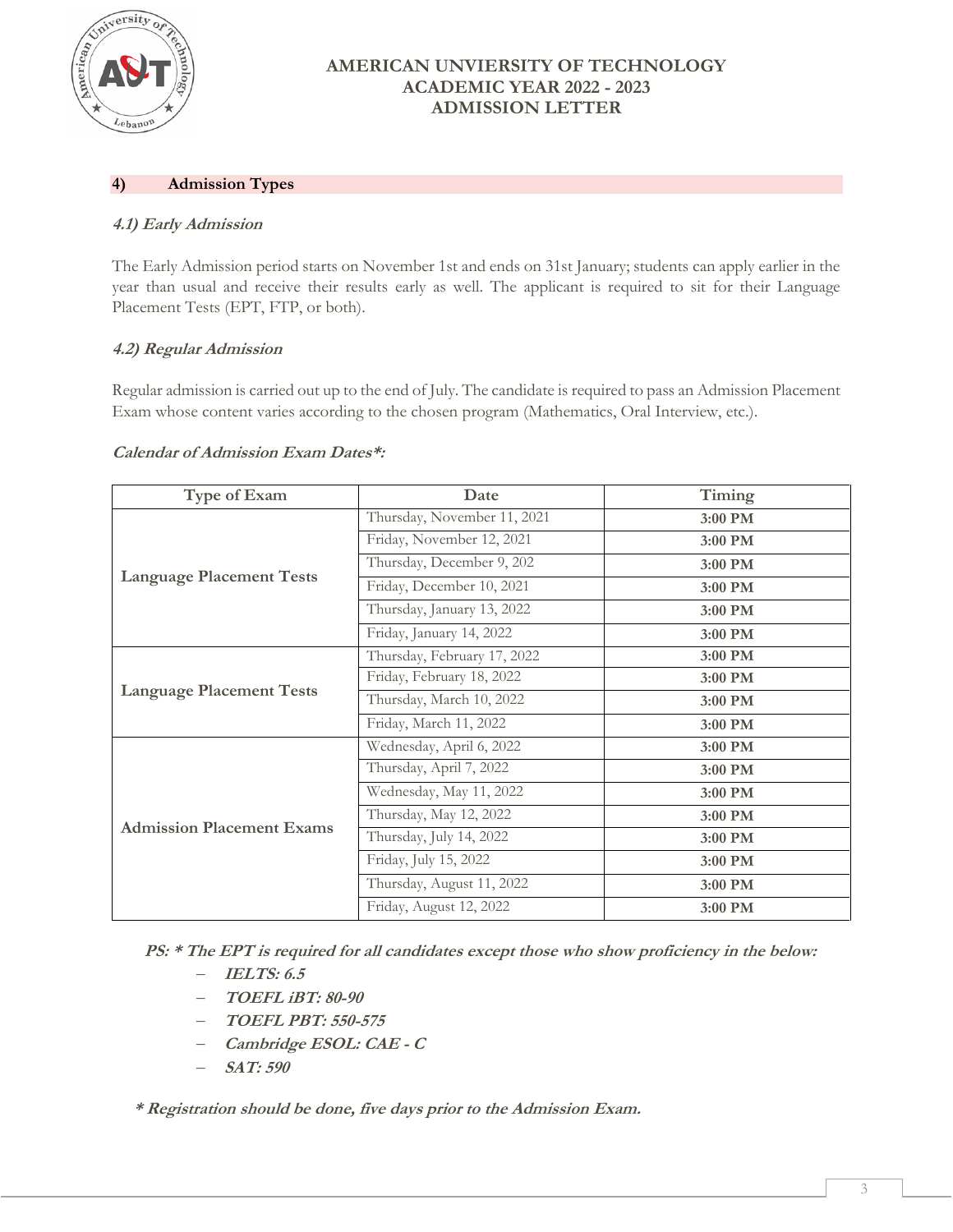# AMERICAN UNVIERSITY OF TECHNOLOGY
## ACADEMIC YEAR 2022 - 2023
## ADMISSION LETTER

### 4) Admission Types

#### *4.1) Early Admission*

The Early Admission period starts on November 1st and ends on 31st January; students can apply earlier in the year than usual and receive their results early as well. The applicant is required to sit for their Language Placement Tests (EPT, FTP, or both).

#### *4.2) Regular Admission*

Regular admission is carried out up to the end of July. The candidate is required to pass an Admission Placement Exam whose content varies according to the chosen program (Mathematics, Oral Interview, etc.).

***Calendar of Admission Exam Dates\*:***

| Type of Exam | Date | Timing |
|---|---|---|
| **Language Placement Tests** | Thursday, November 11, 2021 | **3:00 PM** |
| | Friday, November 12, 2021 | **3:00 PM** |
| | Thursday, December 9, 202 | **3:00 PM** |
| | Friday, December 10, 2021 | **3:00 PM** |
| | Thursday, January 13, 2022 | **3:00 PM** |
| | Friday, January 14, 2022 | **3:00 PM** |
| **Language Placement Tests** | Thursday, February 17, 2022 | **3:00 PM** |
| | Friday, February 18, 2022 | **3:00 PM** |
| | Thursday, March 10, 2022 | **3:00 PM** |
| | Friday, March 11, 2022 | **3:00 PM** |
| **Admission Placement Exams** | Wednesday, April 6, 2022 | **3:00 PM** |
| | Thursday, April 7, 2022 | **3:00 PM** |
| | Wednesday, May 11, 2022 | **3:00 PM** |
| | Thursday, May 12, 2022 | **3:00 PM** |
| | Thursday, July 14, 2022 | **3:00 PM** |
| | Friday, July 15, 2022 | **3:00 PM** |
| | Thursday, August 11, 2022 | **3:00 PM** |
| | Friday, August 12, 2022 | **3:00 PM** |

***PS: * The EPT is required for all candidates except those who show proficiency in the below:***

- ***IELTS: 6.5***
- ***TOEFL iBT: 80-90***
- ***TOEFL PBT: 550-575***
- ***Cambridge ESOL: CAE - C***
- ***SAT: 590***

***\* Registration should be done, five days prior to the Admission Exam.***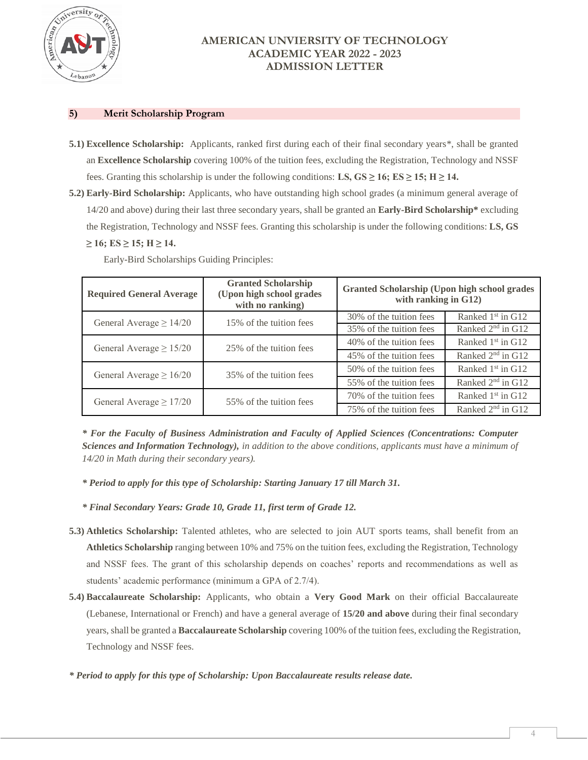## 5) Merit Scholarship Program

**5.1) Excellence Scholarship:** Applicants, ranked first during each of their final secondary years*, shall be granted an **Excellence Scholarship** covering 100% of the tuition fees, excluding the Registration, Technology and NSSF fees. Granting this scholarship is under the following conditions: **LS, GS ≥ 16; ES ≥ 15; H ≥ 14.**

**5.2) Early-Bird Scholarship:** Applicants, who have outstanding high school grades (a minimum general average of 14/20 and above) during their last three secondary years, shall be granted an **Early-Bird Scholarship*** excluding the Registration, Technology and NSSF fees. Granting this scholarship is under the following conditions: **LS, GS ≥ 16; ES ≥ 15; H ≥ 14.**

Early-Bird Scholarships Guiding Principles:

| Required General Average | Granted Scholarship (Upon high school grades with no ranking) | Granted Scholarship (Upon high school grades with ranking in G12) | |
|---|---|---|---|
| General Average ≥ 14/20 | 15% of the tuition fees | 30% of the tuition fees | Ranked 1st in G12 |
| | | 35% of the tuition fees | Ranked 2nd in G12 |
| General Average ≥ 15/20 | 25% of the tuition fees | 40% of the tuition fees | Ranked 1st in G12 |
| | | 45% of the tuition fees | Ranked 2nd in G12 |
| General Average ≥ 16/20 | 35% of the tuition fees | 50% of the tuition fees | Ranked 1st in G12 |
| | | 55% of the tuition fees | Ranked 2nd in G12 |
| General Average ≥ 17/20 | 55% of the tuition fees | 70% of the tuition fees | Ranked 1st in G12 |
| | | 75% of the tuition fees | Ranked 2nd in G12 |

*\* **For the Faculty of Business Administration and Faculty of Applied Sciences (Concentrations: Computer Sciences and Information Technology),** in addition to the above conditions, applicants must have a minimum of 14/20 in Math during their secondary years).*

***\* Period to apply for this type of Scholarship: Starting January 17 till March 31.***

***\* Final Secondary Years: Grade 10, Grade 11, first term of Grade 12.***

**5.3) Athletics Scholarship:** Talented athletes, who are selected to join AUT sports teams, shall benefit from an **Athletics Scholarship** ranging between 10% and 75% on the tuition fees, excluding the Registration, Technology and NSSF fees. The grant of this scholarship depends on coaches' reports and recommendations as well as students' academic performance (minimum a GPA of 2.7/4).

**5.4) Baccalaureate Scholarship:** Applicants, who obtain a **Very Good Mark** on their official Baccalaureate (Lebanese, International or French) and have a general average of **15/20 and above** during their final secondary years, shall be granted a **Baccalaureate Scholarship** covering 100% of the tuition fees, excluding the Registration, Technology and NSSF fees.

***\* Period to apply for this type of Scholarship: Upon Baccalaureate results release date.***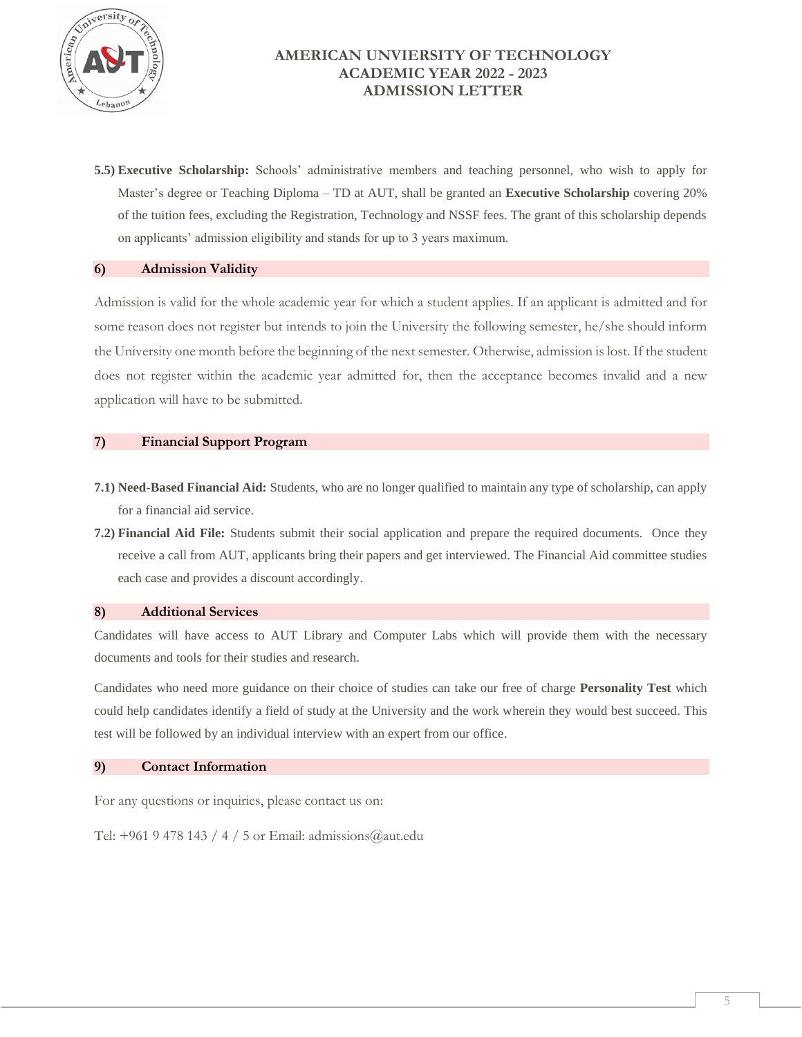**5.5) Executive Scholarship:** Schools' administrative members and teaching personnel, who wish to apply for Master's degree or Teaching Diploma – TD at AUT, shall be granted an **Executive Scholarship** covering 20% of the tuition fees, excluding the Registration, Technology and NSSF fees. The grant of this scholarship depends on applicants' admission eligibility and stands for up to 3 years maximum.

## 6) Admission Validity

Admission is valid for the whole academic year for which a student applies. If an applicant is admitted and for some reason does not register but intends to join the University the following semester, he/she should inform the University one month before the beginning of the next semester. Otherwise, admission is lost. If the student does not register within the academic year admitted for, then the acceptance becomes invalid and a new application will have to be submitted.

## 7) Financial Support Program

**7.1) Need-Based Financial Aid:** Students, who are no longer qualified to maintain any type of scholarship, can apply for a financial aid service.

**7.2) Financial Aid File:** Students submit their social application and prepare the required documents. Once they receive a call from AUT, applicants bring their papers and get interviewed. The Financial Aid committee studies each case and provides a discount accordingly.

## 8) Additional Services

Candidates will have access to AUT Library and Computer Labs which will provide them with the necessary documents and tools for their studies and research.

Candidates who need more guidance on their choice of studies can take our free of charge **Personality Test** which could help candidates identify a field of study at the University and the work wherein they would best succeed. This test will be followed by an individual interview with an expert from our office.

## 9) Contact Information

For any questions or inquiries, please contact us on:

Tel: +961 9 478 143 / 4 / 5 or Email: admissions@aut.edu